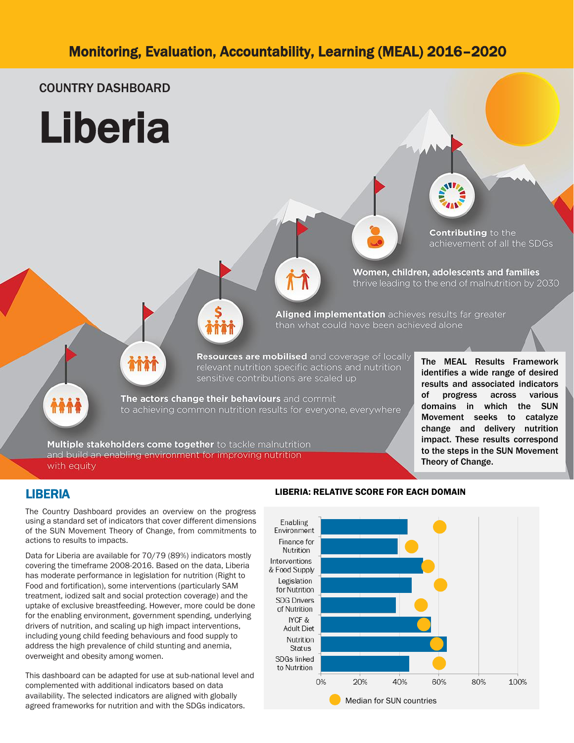# Monitoring, Evaluation, Accountability, Learning (MEAL) 2016–2020

COUNTRY DASHBOARD

# Liberia

**Contributing** to the achievement of all the SDGs

**Women, children, adolescents and families** thrive leading to the end of malnutrition by 2030

**Aligned implementation** achieves results far greater than what could have been achieved alone

**Resources are mobilised** and coverage of locally relevant nutrition specific actions and nutrition sensitive contributions are scaled up

**The actors change their behaviours** and commit to achieving common nutrition results for everyone, everywhere

**Multiple stakeholders come together** to tackle malnutrition and build an enabling environment for improving nutrition with equity

**The MEAL Results Framework identifies a wide range of desired results and associated indicators of progress across various domains in which the SUN Movement seeks to catalyze change and delivery nutrition impact. These results correspond to the steps in the SUN Movement Theory of Change.**

## LIBERIA

The Country Dashboard provides an overview on the progress using a standard set of indicators that cover different dimensions of the SUN Movement Theory of Change, from commitments to actions to results to impacts.

Data for Liberia are available for 70/79 (89%) indicators mostly covering the timeframe 2008-2016. Based on the data, Liberia has moderate performance in legislation for nutrition (Right to Food and fortification), some interventions (particularly SAM treatment, iodized salt and social protection coverage) and the uptake of exclusive breastfeeding. However, more could be done for the enabling environment, government spending, underlying drivers of nutrition, and scaling up high impact interventions, including young child feeding behaviours and food supply to address the high prevalence of child stunting and anemia, overweight and obesity among women.

This dashboard can be adapted for use at sub-national level and complemented with additional indicators based on data availability. The selected indicators are aligned with globally agreed frameworks for nutrition and with the SDGs indicators.

### LIBERIA: RELATIVE SCORE FOR EACH DOMAIN

Domains: Enabling Environment; Finance for Nutrition; Interventions & Food Supply; Legislation for Nutrition; SDG Drivers of Nutrition; IYCF & Adult Diet; Nutrition Status; SDGs linked to Nutrition

Axis: 0%, 20%, 40%, 60%, 80%, 100%

Median for SUN countries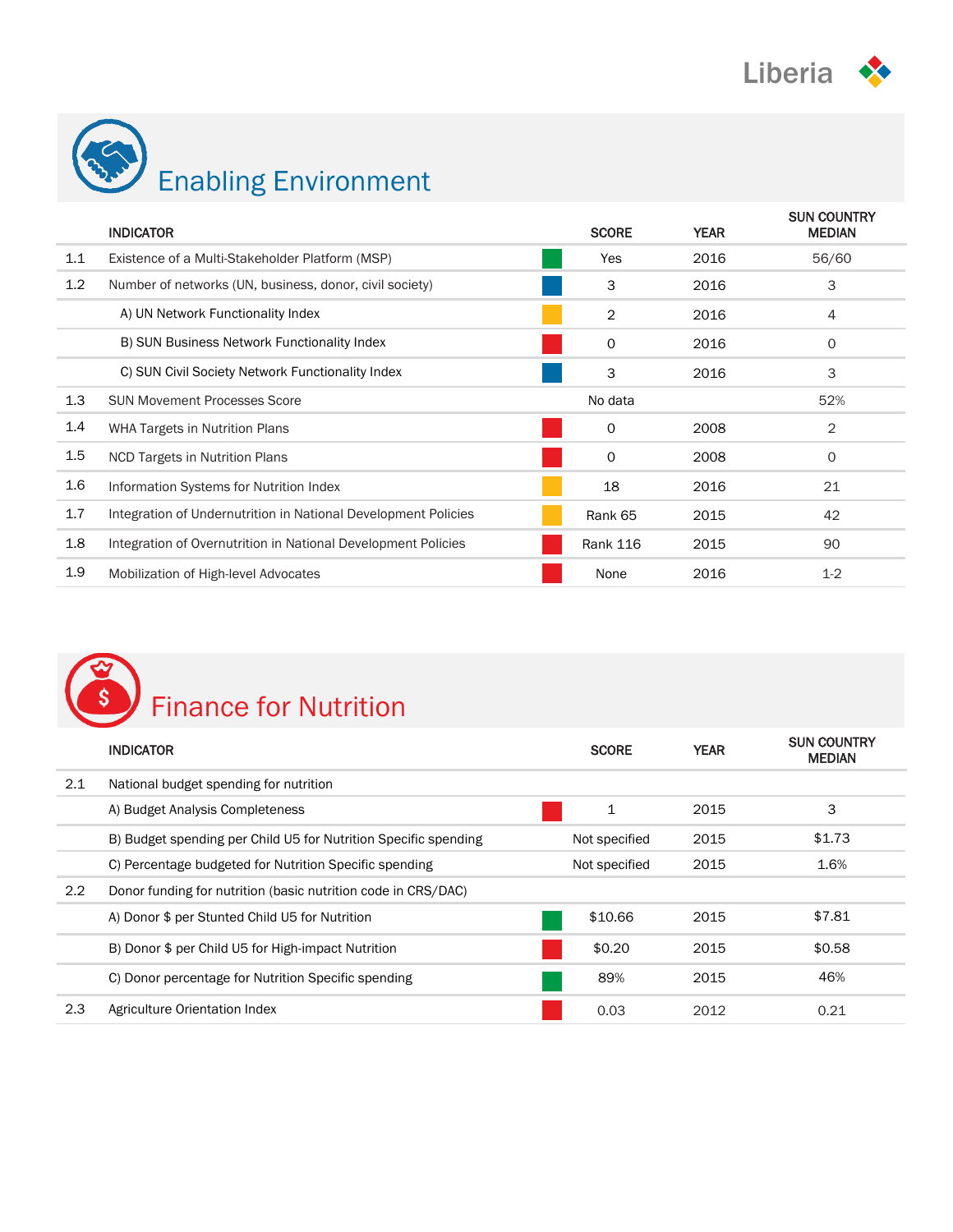# Liberia

## Enabling Environment

| | INDICATOR | SCORE | YEAR | SUN COUNTRY MEDIAN |
|---|---|---|---|---|
| 1.1 | Existence of a Multi-Stakeholder Platform (MSP) | Yes | 2016 | 56/60 |
| 1.2 | Number of networks (UN, business, donor, civil society) | 3 | 2016 | 3 |
| | A) UN Network Functionality Index | 2 | 2016 | 4 |
| | B) SUN Business Network Functionality Index | 0 | 2016 | 0 |
| | C) SUN Civil Society Network Functionality Index | 3 | 2016 | 3 |
| 1.3 | SUN Movement Processes Score | No data | | 52% |
| 1.4 | WHA Targets in Nutrition Plans | 0 | 2008 | 2 |
| 1.5 | NCD Targets in Nutrition Plans | 0 | 2008 | 0 |
| 1.6 | Information Systems for Nutrition Index | 18 | 2016 | 21 |
| 1.7 | Integration of Undernutrition in National Development Policies | Rank 65 | 2015 | 42 |
| 1.8 | Integration of Overnutrition in National Development Policies | Rank 116 | 2015 | 90 |
| 1.9 | Mobilization of High-level Advocates | None | 2016 | 1-2 |

## Finance for Nutrition

| | INDICATOR | SCORE | YEAR | SUN COUNTRY MEDIAN |
|---|---|---|---|---|
| 2.1 | National budget spending for nutrition | | | |
| | A) Budget Analysis Completeness | 1 | 2015 | 3 |
| | B) Budget spending per Child U5 for Nutrition Specific spending | Not specified | 2015 | $1.73 |
| | C) Percentage budgeted for Nutrition Specific spending | Not specified | 2015 | 1.6% |
| 2.2 | Donor funding for nutrition (basic nutrition code in CRS/DAC) | | | |
| | A) Donor $ per Stunted Child U5 for Nutrition | $10.66 | 2015 | $7.81 |
| | B) Donor $ per Child U5 for High-impact Nutrition | $0.20 | 2015 | $0.58 |
| | C) Donor percentage for Nutrition Specific spending | 89% | 2015 | 46% |
| 2.3 | Agriculture Orientation Index | 0.03 | 2012 | 0.21 |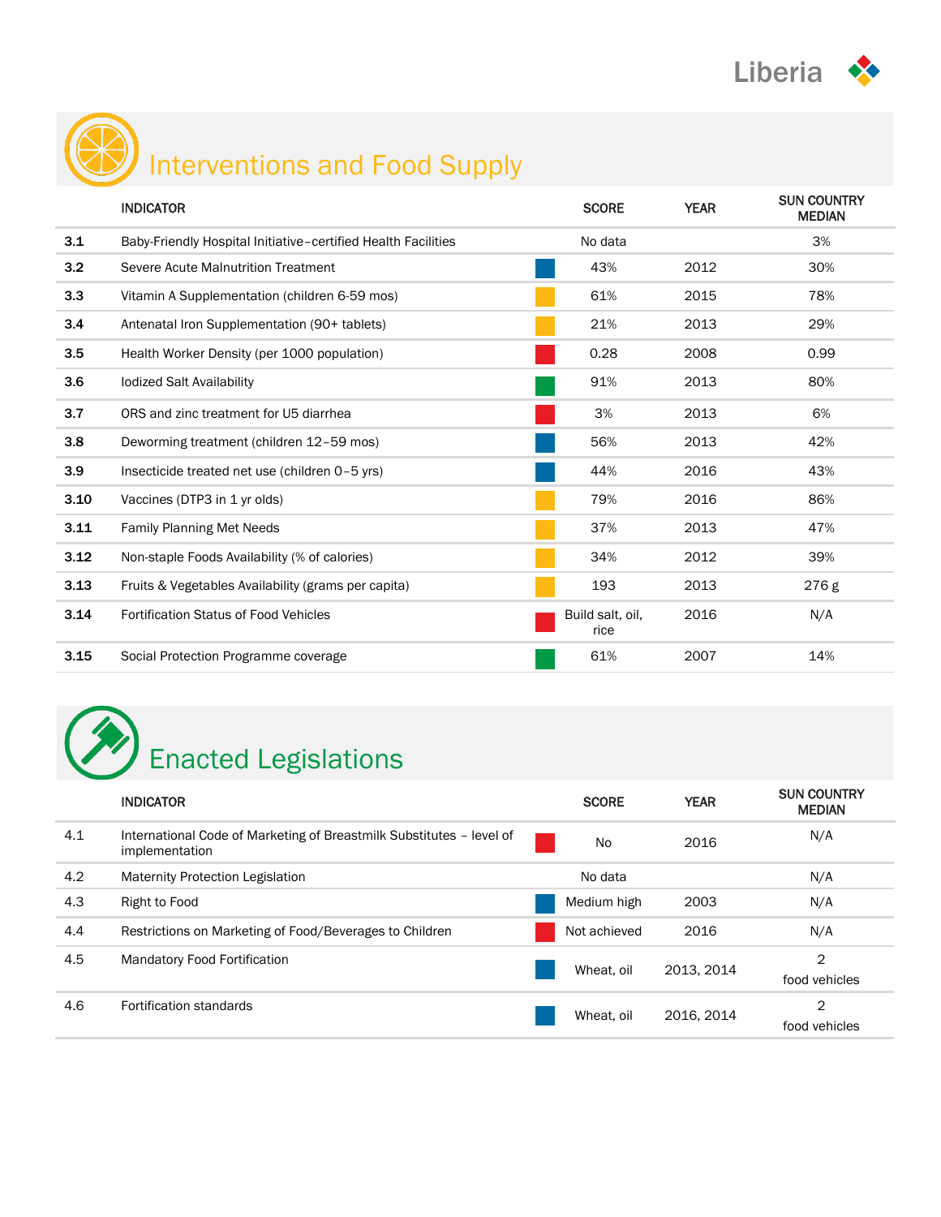# Liberia

## Interventions and Food Supply

| | INDICATOR | SCORE | YEAR | SUN COUNTRY MEDIAN |
|---|---|---|---|---|
| 3.1 | Baby-Friendly Hospital Initiative–certified Health Facilities | No data | | 3% |
| 3.2 | Severe Acute Malnutrition Treatment | 43% | 2012 | 30% |
| 3.3 | Vitamin A Supplementation (children 6-59 mos) | 61% | 2015 | 78% |
| 3.4 | Antenatal Iron Supplementation (90+ tablets) | 21% | 2013 | 29% |
| 3.5 | Health Worker Density (per 1000 population) | 0.28 | 2008 | 0.99 |
| 3.6 | Iodized Salt Availability | 91% | 2013 | 80% |
| 3.7 | ORS and zinc treatment for U5 diarrhea | 3% | 2013 | 6% |
| 3.8 | Deworming treatment (children 12–59 mos) | 56% | 2013 | 42% |
| 3.9 | Insecticide treated net use (children 0–5 yrs) | 44% | 2016 | 43% |
| 3.10 | Vaccines (DTP3 in 1 yr olds) | 79% | 2016 | 86% |
| 3.11 | Family Planning Met Needs | 37% | 2013 | 47% |
| 3.12 | Non-staple Foods Availability (% of calories) | 34% | 2012 | 39% |
| 3.13 | Fruits & Vegetables Availability (grams per capita) | 193 | 2013 | 276 g |
| 3.14 | Fortification Status of Food Vehicles | Build salt, oil, rice | 2016 | N/A |
| 3.15 | Social Protection Programme coverage | 61% | 2007 | 14% |

## Enacted Legislations

| | INDICATOR | SCORE | YEAR | SUN COUNTRY MEDIAN |
|---|---|---|---|---|
| 4.1 | International Code of Marketing of Breastmilk Substitutes – level of implementation | No | 2016 | N/A |
| 4.2 | Maternity Protection Legislation | No data | | N/A |
| 4.3 | Right to Food | Medium high | 2003 | N/A |
| 4.4 | Restrictions on Marketing of Food/Beverages to Children | Not achieved | 2016 | N/A |
| 4.5 | Mandatory Food Fortification | Wheat, oil | 2013, 2014 | 2 food vehicles |
| 4.6 | Fortification standards | Wheat, oil | 2016, 2014 | 2 food vehicles |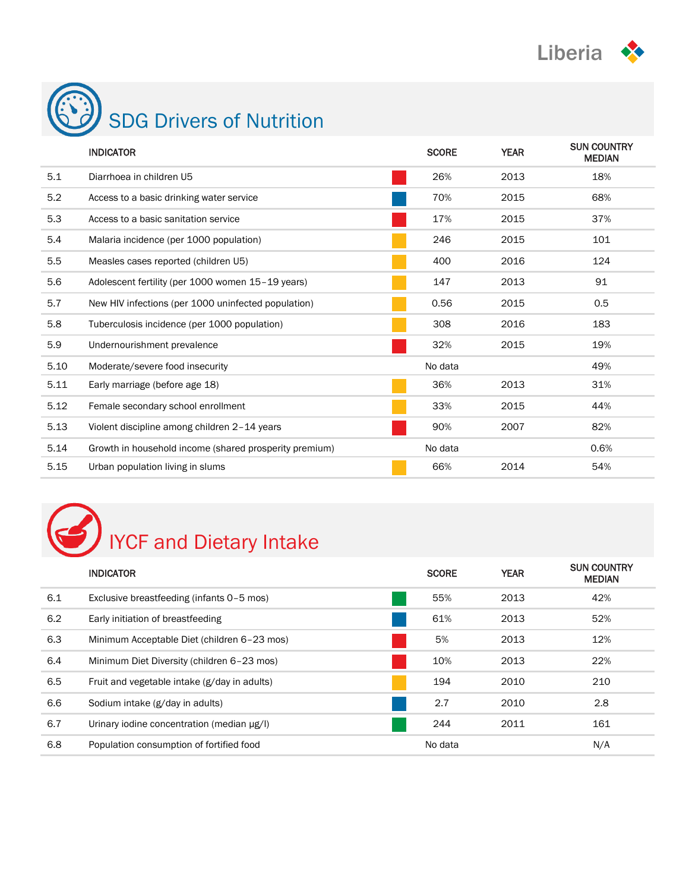# Liberia

## SDG Drivers of Nutrition

| | INDICATOR | SCORE | YEAR | SUN COUNTRY MEDIAN |
|---|---|---|---|---|
| 5.1 | Diarrhoea in children U5 | 26% | 2013 | 18% |
| 5.2 | Access to a basic drinking water service | 70% | 2015 | 68% |
| 5.3 | Access to a basic sanitation service | 17% | 2015 | 37% |
| 5.4 | Malaria incidence (per 1000 population) | 246 | 2015 | 101 |
| 5.5 | Measles cases reported (children U5) | 400 | 2016 | 124 |
| 5.6 | Adolescent fertility (per 1000 women 15–19 years) | 147 | 2013 | 91 |
| 5.7 | New HIV infections (per 1000 uninfected population) | 0.56 | 2015 | 0.5 |
| 5.8 | Tuberculosis incidence (per 1000 population) | 308 | 2016 | 183 |
| 5.9 | Undernourishment prevalence | 32% | 2015 | 19% |
| 5.10 | Moderate/severe food insecurity | No data | | 49% |
| 5.11 | Early marriage (before age 18) | 36% | 2013 | 31% |
| 5.12 | Female secondary school enrollment | 33% | 2015 | 44% |
| 5.13 | Violent discipline among children 2–14 years | 90% | 2007 | 82% |
| 5.14 | Growth in household income (shared prosperity premium) | No data | | 0.6% |
| 5.15 | Urban population living in slums | 66% | 2014 | 54% |

## IYCF and Dietary Intake

| | INDICATOR | SCORE | YEAR | SUN COUNTRY MEDIAN |
|---|---|---|---|---|
| 6.1 | Exclusive breastfeeding (infants 0–5 mos) | 55% | 2013 | 42% |
| 6.2 | Early initiation of breastfeeding | 61% | 2013 | 52% |
| 6.3 | Minimum Acceptable Diet (children 6–23 mos) | 5% | 2013 | 12% |
| 6.4 | Minimum Diet Diversity (children 6–23 mos) | 10% | 2013 | 22% |
| 6.5 | Fruit and vegetable intake (g/day in adults) | 194 | 2010 | 210 |
| 6.6 | Sodium intake (g/day in adults) | 2.7 | 2010 | 2.8 |
| 6.7 | Urinary iodine concentration (median µg/l) | 244 | 2011 | 161 |
| 6.8 | Population consumption of fortified food | No data | | N/A |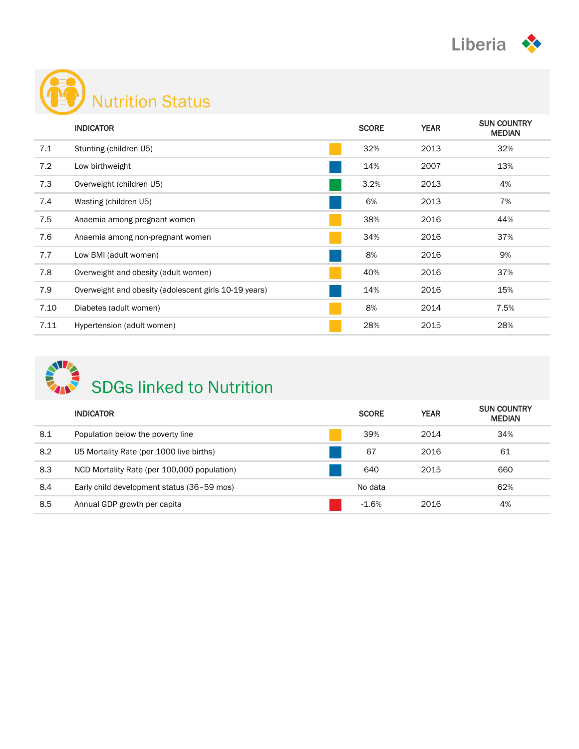# Liberia

## Nutrition Status

| | INDICATOR | SCORE | YEAR | SUN COUNTRY MEDIAN |
|---|---|---|---|---|
| 7.1 | Stunting (children U5) | 32% | 2013 | 32% |
| 7.2 | Low birthweight | 14% | 2007 | 13% |
| 7.3 | Overweight (children U5) | 3.2% | 2013 | 4% |
| 7.4 | Wasting (children U5) | 6% | 2013 | 7% |
| 7.5 | Anaemia among pregnant women | 38% | 2016 | 44% |
| 7.6 | Anaemia among non-pregnant women | 34% | 2016 | 37% |
| 7.7 | Low BMI (adult women) | 8% | 2016 | 9% |
| 7.8 | Overweight and obesity (adult women) | 40% | 2016 | 37% |
| 7.9 | Overweight and obesity (adolescent girls 10-19 years) | 14% | 2016 | 15% |
| 7.10 | Diabetes (adult women) | 8% | 2014 | 7.5% |
| 7.11 | Hypertension (adult women) | 28% | 2015 | 28% |

## SDGs linked to Nutrition

| | INDICATOR | SCORE | YEAR | SUN COUNTRY MEDIAN |
|---|---|---|---|---|
| 8.1 | Population below the poverty line | 39% | 2014 | 34% |
| 8.2 | U5 Mortality Rate (per 1000 live births) | 67 | 2016 | 61 |
| 8.3 | NCD Mortality Rate (per 100,000 population) | 640 | 2015 | 660 |
| 8.4 | Early child development status (36–59 mos) | No data | | 62% |
| 8.5 | Annual GDP growth per capita | -1.6% | 2016 | 4% |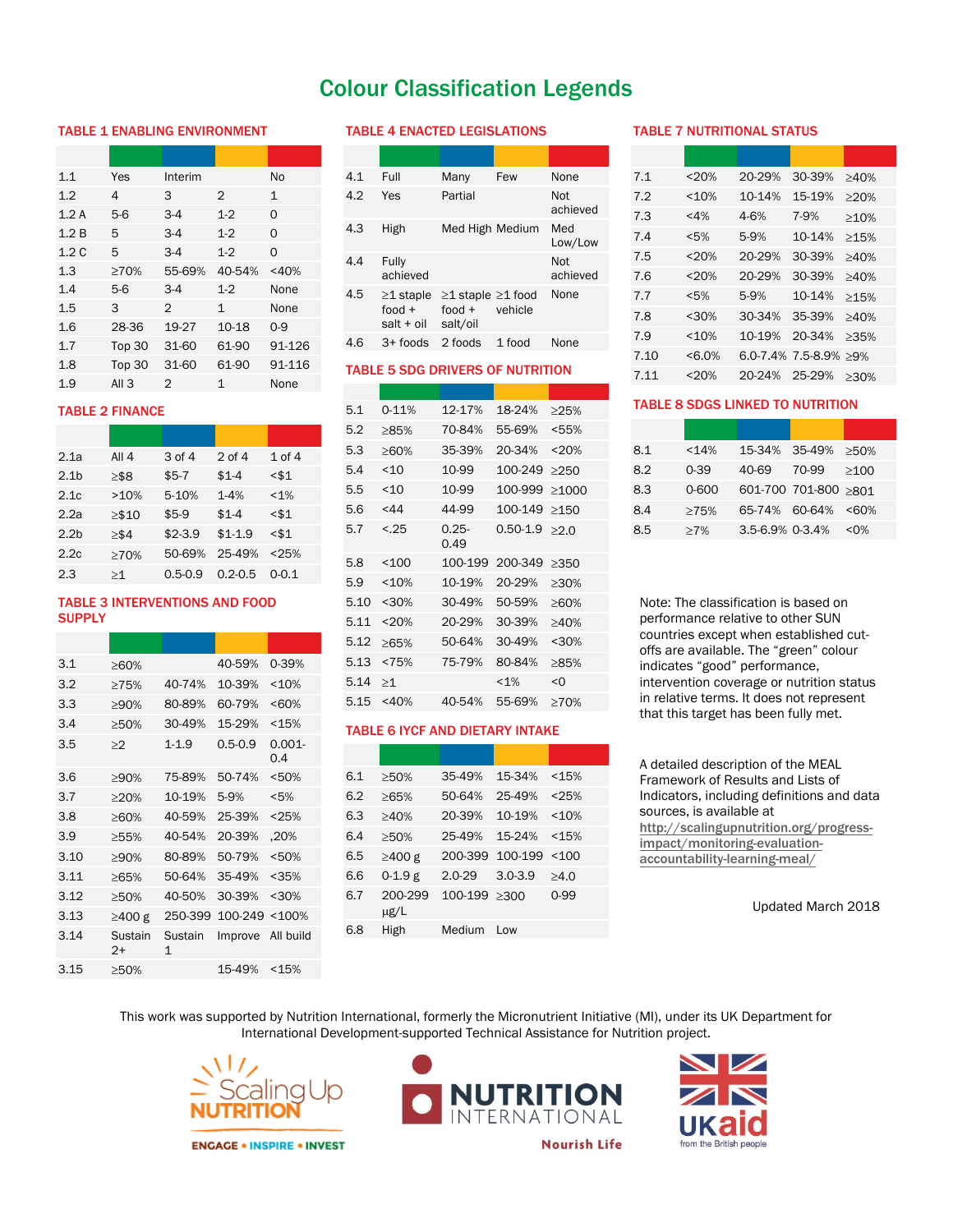# Colour Classification Legends

## TABLE 1 ENABLING ENVIRONMENT

| | | | | |
|---|---|---|---|---|
| 1.1 | Yes | Interim | | No |
| 1.2 | 4 | 3 | 2 | 1 |
| 1.2 A | 5-6 | 3-4 | 1-2 | 0 |
| 1.2 B | 5 | 3-4 | 1-2 | 0 |
| 1.2 C | 5 | 3-4 | 1-2 | 0 |
| 1.3 | ≥70% | 55-69% | 40-54% | <40% |
| 1.4 | 5-6 | 3-4 | 1-2 | None |
| 1.5 | 3 | 2 | 1 | None |
| 1.6 | 28-36 | 19-27 | 10-18 | 0-9 |
| 1.7 | Top 30 | 31-60 | 61-90 | 91-126 |
| 1.8 | Top 30 | 31-60 | 61-90 | 91-116 |
| 1.9 | All 3 | 2 | 1 | None |

## TABLE 2 FINANCE

| | | | | |
|---|---|---|---|---|
| 2.1a | All 4 | 3 of 4 | 2 of 4 | 1 of 4 |
| 2.1b | ≥$8 | $5-7 | $1-4 | <$1 |
| 2.1c | >10% | 5-10% | 1-4% | <1% |
| 2.2a | ≥$10 | $5-9 | $1-4 | <$1 |
| 2.2b | ≥$4 | $2-3.9 | $1-1.9 | <$1 |
| 2.2c | ≥70% | 50-69% | 25-49% | <25% |
| 2.3 | ≥1 | 0.5-0.9 | 0.2-0.5 | 0-0.1 |

## TABLE 3 INTERVENTIONS AND FOOD SUPPLY

| | | | | |
|---|---|---|---|---|
| 3.1 | ≥60% | | 40-59% | 0-39% |
| 3.2 | ≥75% | 40-74% | 10-39% | <10% |
| 3.3 | ≥90% | 80-89% | 60-79% | <60% |
| 3.4 | ≥50% | 30-49% | 15-29% | <15% |
| 3.5 | ≥2 | 1-1.9 | 0.5-0.9 | 0.001-0.4 |
| 3.6 | ≥90% | 75-89% | 50-74% | <50% |
| 3.7 | ≥20% | 10-19% | 5-9% | <5% |
| 3.8 | ≥60% | 40-59% | 25-39% | <25% |
| 3.9 | ≥55% | 40-54% | 20-39% | ,20% |
| 3.10 | ≥90% | 80-89% | 50-79% | <50% |
| 3.11 | ≥65% | 50-64% | 35-49% | <35% |
| 3.12 | ≥50% | 40-50% | 30-39% | <30% |
| 3.13 | ≥400 g | 250-399 | 100-249 | <100% |
| 3.14 | Sustain 2+ | Sustain 1 | Improve | All build |
| 3.15 | ≥50% | | 15-49% | <15% |

## TABLE 4 ENACTED LEGISLATIONS

| | | | | |
|---|---|---|---|---|
| 4.1 | Full | Many | Few | None |
| 4.2 | Yes | Partial | | Not achieved |
| 4.3 | High | Med High | Medium | Med Low/Low |
| 4.4 | Fully achieved | | | Not achieved |
| 4.5 | ≥1 staple food + salt + oil | ≥1 staple food + salt/oil | ≥1 food vehicle | None |
| 4.6 | 3+ foods | 2 foods | 1 food | None |

## TABLE 5 SDG DRIVERS OF NUTRITION

| | | | | |
|---|---|---|---|---|
| 5.1 | 0-11% | 12-17% | 18-24% | ≥25% |
| 5.2 | ≥85% | 70-84% | 55-69% | <55% |
| 5.3 | ≥60% | 35-39% | 20-34% | <20% |
| 5.4 | <10 | 10-99 | 100-249 | ≥250 |
| 5.5 | <10 | 10-99 | 100-999 | ≥1000 |
| 5.6 | <44 | 44-99 | 100-149 | ≥150 |
| 5.7 | <.25 | 0.25-0.49 | 0.50-1.9 | ≥2.0 |
| 5.8 | <100 | 100-199 | 200-349 | ≥350 |
| 5.9 | <10% | 10-19% | 20-29% | ≥30% |
| 5.10 | <30% | 30-49% | 50-59% | ≥60% |
| 5.11 | <20% | 20-29% | 30-39% | ≥40% |
| 5.12 | ≥65% | 50-64% | 30-49% | <30% |
| 5.13 | <75% | 75-79% | 80-84% | ≥85% |
| 5.14 | ≥1 | | <1% | <0 |
| 5.15 | <40% | 40-54% | 55-69% | ≥70% |

## TABLE 6 IYCF AND DIETARY INTAKE

| | | | | |
|---|---|---|---|---|
| 6.1 | ≥50% | 35-49% | 15-34% | <15% |
| 6.2 | ≥65% | 50-64% | 25-49% | <25% |
| 6.3 | ≥40% | 20-39% | 10-19% | <10% |
| 6.4 | ≥50% | 25-49% | 15-24% | <15% |
| 6.5 | ≥400 g | 200-399 | 100-199 | <100 |
| 6.6 | 0-1.9 g | 2.0-29 | 3.0-3.9 | ≥4.0 |
| 6.7 | 200-299 μg/L | 100-199 | ≥300 | 0-99 |
| 6.8 | High | Medium | Low | |

## TABLE 7 NUTRITIONAL STATUS

| | | | | |
|---|---|---|---|---|
| 7.1 | <20% | 20-29% | 30-39% | ≥40% |
| 7.2 | <10% | 10-14% | 15-19% | ≥20% |
| 7.3 | <4% | 4-6% | 7-9% | ≥10% |
| 7.4 | <5% | 5-9% | 10-14% | ≥15% |
| 7.5 | <20% | 20-29% | 30-39% | ≥40% |
| 7.6 | <20% | 20-29% | 30-39% | ≥40% |
| 7.7 | <5% | 5-9% | 10-14% | ≥15% |
| 7.8 | <30% | 30-34% | 35-39% | ≥40% |
| 7.9 | <10% | 10-19% | 20-34% | ≥35% |
| 7.10 | <6.0% | 6.0-7.4% | 7.5-8.9% | ≥9% |
| 7.11 | <20% | 20-24% | 25-29% | ≥30% |

## TABLE 8 SDGS LINKED TO NUTRITION

| | | | | |
|---|---|---|---|---|
| 8.1 | <14% | 15-34% | 35-49% | ≥50% |
| 8.2 | 0-39 | 40-69 | 70-99 | ≥100 |
| 8.3 | 0-600 | 601-700 | 701-800 | ≥801 |
| 8.4 | ≥75% | 65-74% | 60-64% | <60% |
| 8.5 | ≥7% | 3.5-6.9% | 0-3.4% | <0% |

Note: The classification is based on performance relative to other SUN countries except when established cut-offs are available. The "green" colour indicates "good" performance, intervention coverage or nutrition status in relative terms. It does not represent that this target has been fully met.

A detailed description of the MEAL Framework of Results and Lists of Indicators, including definitions and data sources, is available at http://scalingupnutrition.org/progress-impact/monitoring-evaluation-accountability-learning-meal/

Updated March 2018

This work was supported by Nutrition International, formerly the Micronutrient Initiative (MI), under its UK Department for International Development-supported Technical Assistance for Nutrition project.